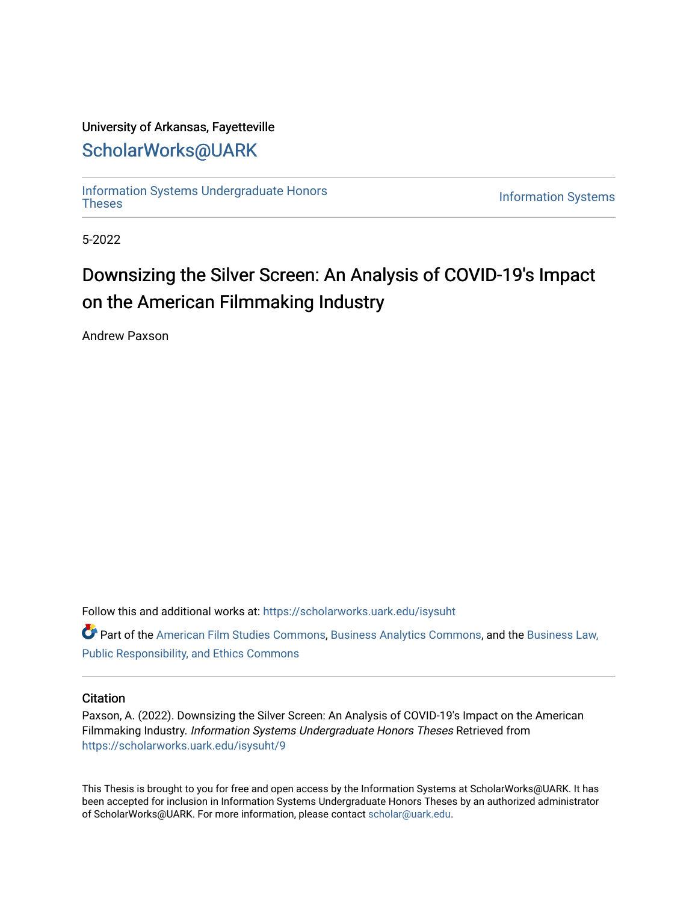University of Arkansas, Fayetteville

# ScholarWorks@UARK

Information Systems Undergraduate Honors Theses

Information Systems

5-2022

# Downsizing the Silver Screen: An Analysis of COVID-19's Impact on the American Filmmaking Industry

Andrew Paxson

Follow this and additional works at: https://scholarworks.uark.edu/isysuht

Part of the American Film Studies Commons, Business Analytics Commons, and the Business Law, Public Responsibility, and Ethics Commons

## Citation

Paxson, A. (2022). Downsizing the Silver Screen: An Analysis of COVID-19's Impact on the American Filmmaking Industry. *Information Systems Undergraduate Honors Theses* Retrieved from https://scholarworks.uark.edu/isysuht/9

This Thesis is brought to you for free and open access by the Information Systems at ScholarWorks@UARK. It has been accepted for inclusion in Information Systems Undergraduate Honors Theses by an authorized administrator of ScholarWorks@UARK. For more information, please contact scholar@uark.edu.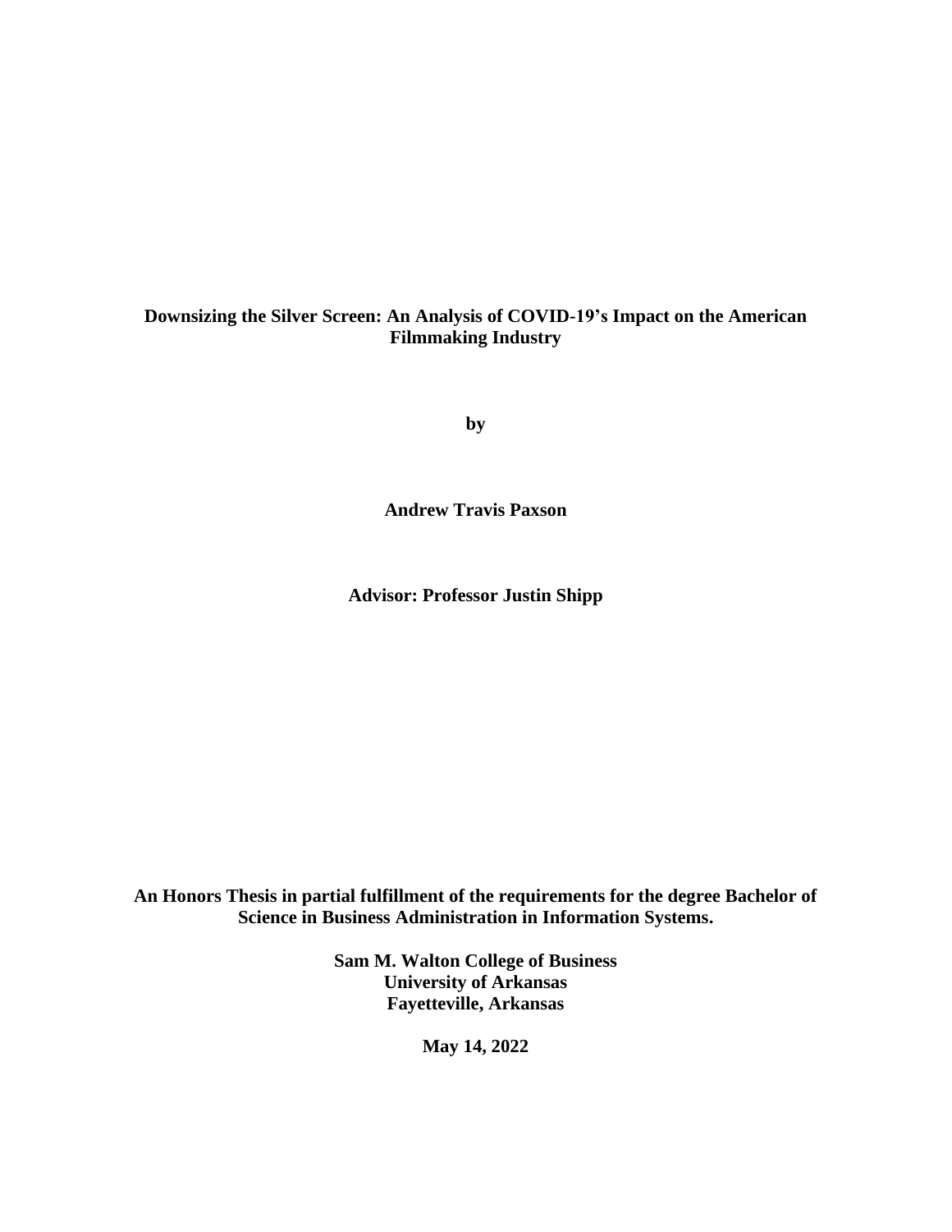**Downsizing the Silver Screen: An Analysis of COVID-19's Impact on the American Filmmaking Industry**

**by**

**Andrew Travis Paxson**

**Advisor: Professor Justin Shipp**

**An Honors Thesis in partial fulfillment of the requirements for the degree Bachelor of Science in Business Administration in Information Systems.**

**Sam M. Walton College of Business**
**University of Arkansas**
**Fayetteville, Arkansas**

**May 14, 2022**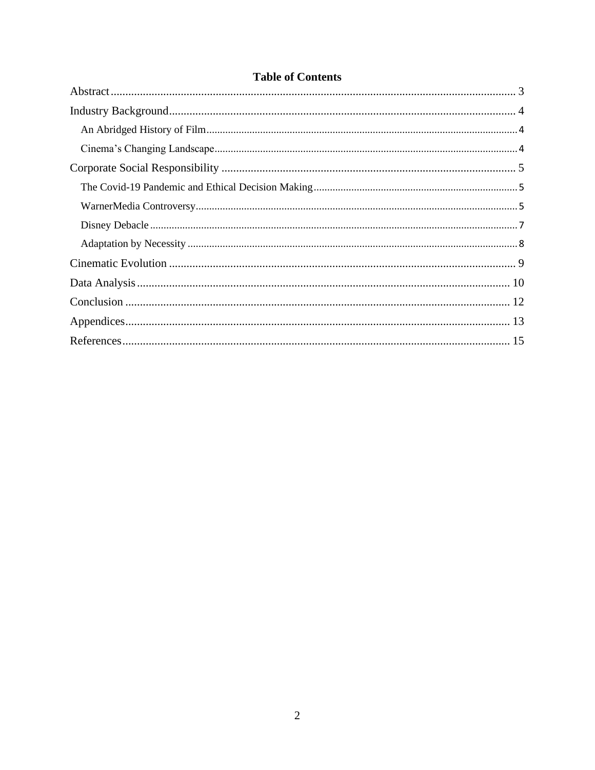# Table of Contents

- Abstract ........................................................................................................................ 3
- Industry Background ...................................................................................................... 4
  - An Abridged History of Film ..................................................................................... 4
  - Cinema's Changing Landscape ................................................................................... 4
- Corporate Social Responsibility ..................................................................................... 5
  - The Covid-19 Pandemic and Ethical Decision Making ............................................... 5
  - WarnerMedia Controversy .......................................................................................... 5
  - Disney Debacle ........................................................................................................... 7
  - Adaptation by Necessity ............................................................................................. 8
- Cinematic Evolution ....................................................................................................... 9
- Data Analysis ................................................................................................................ 10
- Conclusion .................................................................................................................... 12
- Appendices .................................................................................................................... 13
- References ..................................................................................................................... 15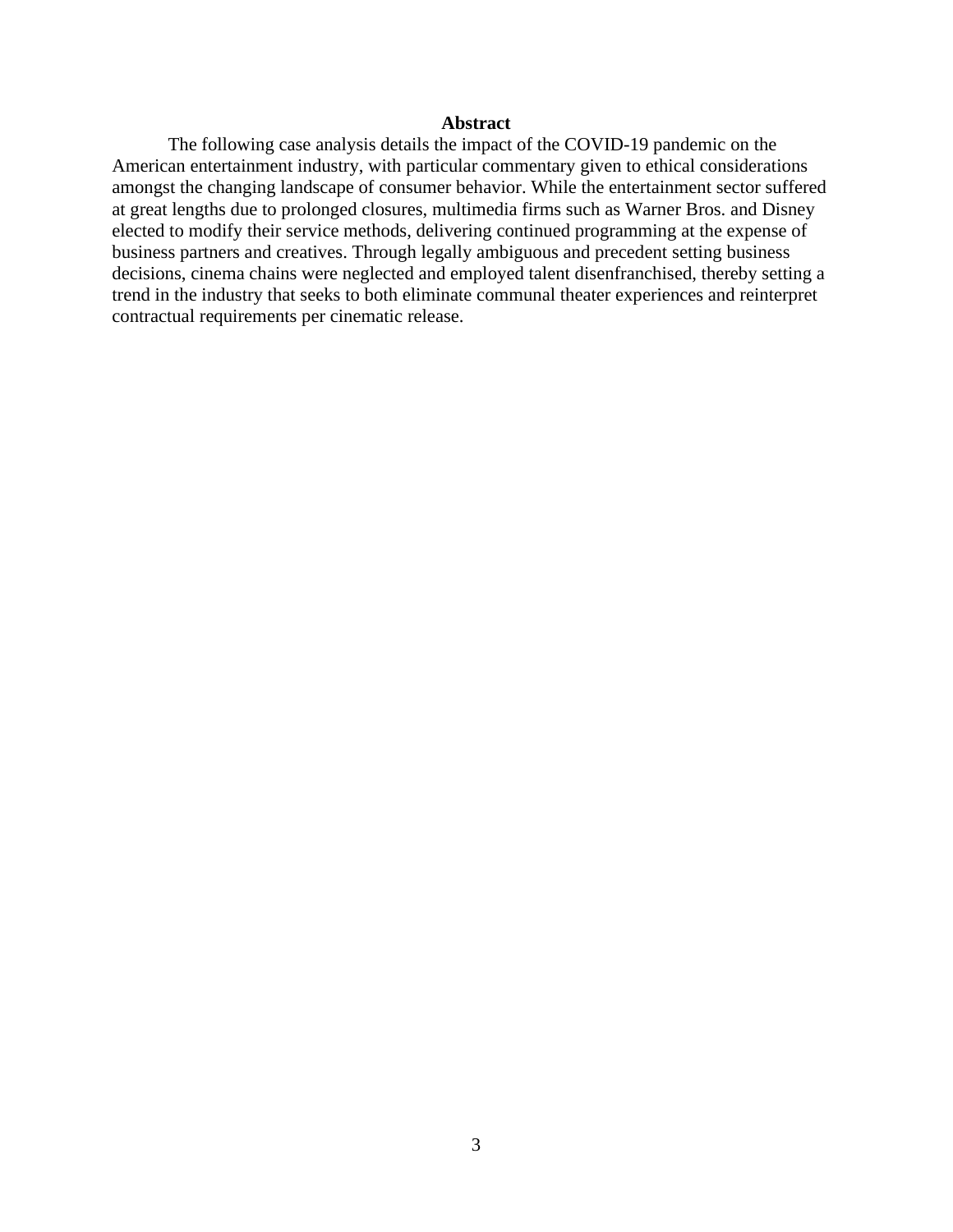## Abstract

The following case analysis details the impact of the COVID-19 pandemic on the American entertainment industry, with particular commentary given to ethical considerations amongst the changing landscape of consumer behavior. While the entertainment sector suffered at great lengths due to prolonged closures, multimedia firms such as Warner Bros. and Disney elected to modify their service methods, delivering continued programming at the expense of business partners and creatives. Through legally ambiguous and precedent setting business decisions, cinema chains were neglected and employed talent disenfranchised, thereby setting a trend in the industry that seeks to both eliminate communal theater experiences and reinterpret contractual requirements per cinematic release.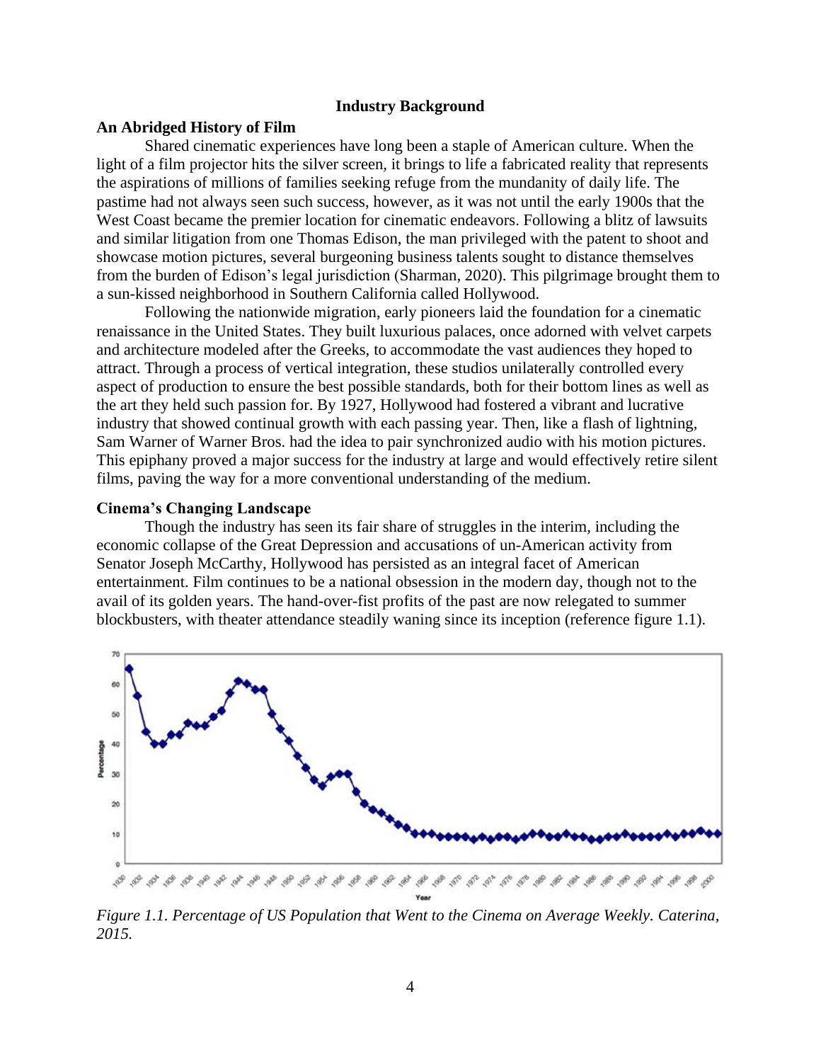## Industry Background

### An Abridged History of Film

Shared cinematic experiences have long been a staple of American culture. When the light of a film projector hits the silver screen, it brings to life a fabricated reality that represents the aspirations of millions of families seeking refuge from the mundanity of daily life. The pastime had not always seen such success, however, as it was not until the early 1900s that the West Coast became the premier location for cinematic endeavors. Following a blitz of lawsuits and similar litigation from one Thomas Edison, the man privileged with the patent to shoot and showcase motion pictures, several burgeoning business talents sought to distance themselves from the burden of Edison's legal jurisdiction (Sharman, 2020). This pilgrimage brought them to a sun-kissed neighborhood in Southern California called Hollywood.

Following the nationwide migration, early pioneers laid the foundation for a cinematic renaissance in the United States. They built luxurious palaces, once adorned with velvet carpets and architecture modeled after the Greeks, to accommodate the vast audiences they hoped to attract. Through a process of vertical integration, these studios unilaterally controlled every aspect of production to ensure the best possible standards, both for their bottom lines as well as the art they held such passion for. By 1927, Hollywood had fostered a vibrant and lucrative industry that showed continual growth with each passing year. Then, like a flash of lightning, Sam Warner of Warner Bros. had the idea to pair synchronized audio with his motion pictures. This epiphany proved a major success for the industry at large and would effectively retire silent films, paving the way for a more conventional understanding of the medium.

### Cinema's Changing Landscape

Though the industry has seen its fair share of struggles in the interim, including the economic collapse of the Great Depression and accusations of un-American activity from Senator Joseph McCarthy, Hollywood has persisted as an integral facet of American entertainment. Film continues to be a national obsession in the modern day, though not to the avail of its golden years. The hand-over-fist profits of the past are now relegated to summer blockbusters, with theater attendance steadily waning since its inception (reference figure 1.1).

*Figure 1.1. Percentage of US Population that Went to the Cinema on Average Weekly. Caterina, 2015.*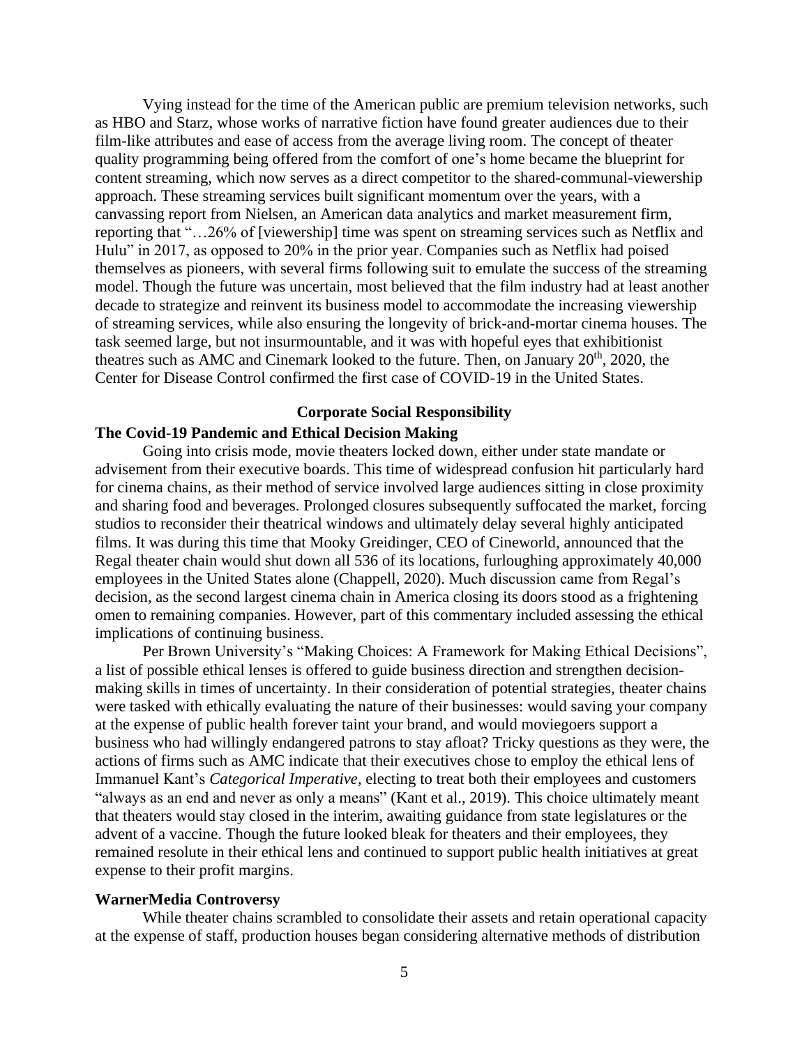Vying instead for the time of the American public are premium television networks, such as HBO and Starz, whose works of narrative fiction have found greater audiences due to their film-like attributes and ease of access from the average living room. The concept of theater quality programming being offered from the comfort of one's home became the blueprint for content streaming, which now serves as a direct competitor to the shared-communal-viewership approach. These streaming services built significant momentum over the years, with a canvassing report from Nielsen, an American data analytics and market measurement firm, reporting that "…26% of [viewership] time was spent on streaming services such as Netflix and Hulu" in 2017, as opposed to 20% in the prior year. Companies such as Netflix had poised themselves as pioneers, with several firms following suit to emulate the success of the streaming model. Though the future was uncertain, most believed that the film industry had at least another decade to strategize and reinvent its business model to accommodate the increasing viewership of streaming services, while also ensuring the longevity of brick-and-mortar cinema houses. The task seemed large, but not insurmountable, and it was with hopeful eyes that exhibitionist theatres such as AMC and Cinemark looked to the future. Then, on January 20th, 2020, the Center for Disease Control confirmed the first case of COVID-19 in the United States.

## Corporate Social Responsibility

### The Covid-19 Pandemic and Ethical Decision Making

Going into crisis mode, movie theaters locked down, either under state mandate or advisement from their executive boards. This time of widespread confusion hit particularly hard for cinema chains, as their method of service involved large audiences sitting in close proximity and sharing food and beverages. Prolonged closures subsequently suffocated the market, forcing studios to reconsider their theatrical windows and ultimately delay several highly anticipated films. It was during this time that Mooky Greidinger, CEO of Cineworld, announced that the Regal theater chain would shut down all 536 of its locations, furloughing approximately 40,000 employees in the United States alone (Chappell, 2020). Much discussion came from Regal's decision, as the second largest cinema chain in America closing its doors stood as a frightening omen to remaining companies. However, part of this commentary included assessing the ethical implications of continuing business.

Per Brown University's "Making Choices: A Framework for Making Ethical Decisions", a list of possible ethical lenses is offered to guide business direction and strengthen decision-making skills in times of uncertainty. In their consideration of potential strategies, theater chains were tasked with ethically evaluating the nature of their businesses: would saving your company at the expense of public health forever taint your brand, and would moviegoers support a business who had willingly endangered patrons to stay afloat? Tricky questions as they were, the actions of firms such as AMC indicate that their executives chose to employ the ethical lens of Immanuel Kant's *Categorical Imperative*, electing to treat both their employees and customers "always as an end and never as only a means" (Kant et al., 2019). This choice ultimately meant that theaters would stay closed in the interim, awaiting guidance from state legislatures or the advent of a vaccine. Though the future looked bleak for theaters and their employees, they remained resolute in their ethical lens and continued to support public health initiatives at great expense to their profit margins.

### WarnerMedia Controversy

While theater chains scrambled to consolidate their assets and retain operational capacity at the expense of staff, production houses began considering alternative methods of distribution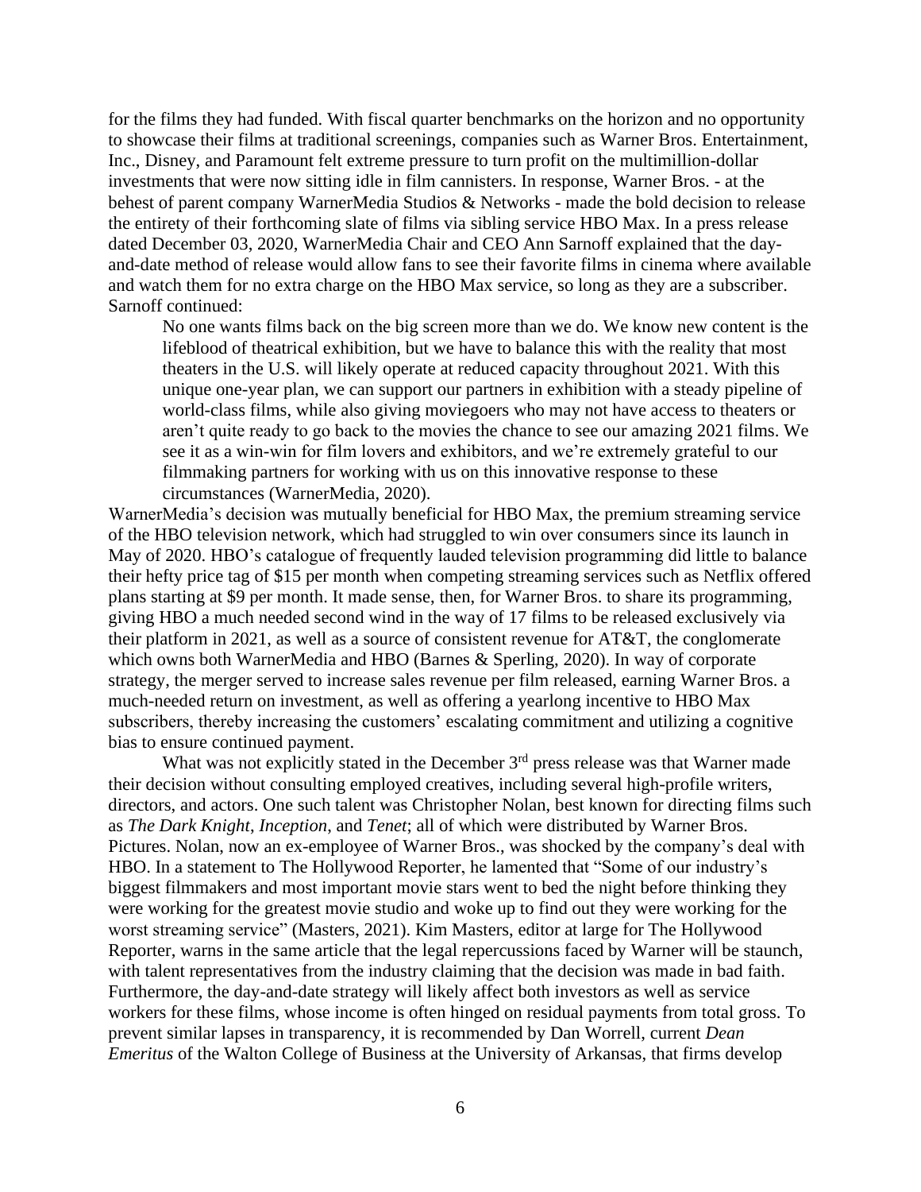for the films they had funded. With fiscal quarter benchmarks on the horizon and no opportunity to showcase their films at traditional screenings, companies such as Warner Bros. Entertainment, Inc., Disney, and Paramount felt extreme pressure to turn profit on the multimillion-dollar investments that were now sitting idle in film cannisters. In response, Warner Bros. - at the behest of parent company WarnerMedia Studios & Networks - made the bold decision to release the entirety of their forthcoming slate of films via sibling service HBO Max. In a press release dated December 03, 2020, WarnerMedia Chair and CEO Ann Sarnoff explained that the day-and-date method of release would allow fans to see their favorite films in cinema where available and watch them for no extra charge on the HBO Max service, so long as they are a subscriber. Sarnoff continued:

> No one wants films back on the big screen more than we do. We know new content is the lifeblood of theatrical exhibition, but we have to balance this with the reality that most theaters in the U.S. will likely operate at reduced capacity throughout 2021. With this unique one-year plan, we can support our partners in exhibition with a steady pipeline of world-class films, while also giving moviegoers who may not have access to theaters or aren't quite ready to go back to the movies the chance to see our amazing 2021 films. We see it as a win-win for film lovers and exhibitors, and we're extremely grateful to our filmmaking partners for working with us on this innovative response to these circumstances (WarnerMedia, 2020).

WarnerMedia's decision was mutually beneficial for HBO Max, the premium streaming service of the HBO television network, which had struggled to win over consumers since its launch in May of 2020. HBO's catalogue of frequently lauded television programming did little to balance their hefty price tag of $15 per month when competing streaming services such as Netflix offered plans starting at $9 per month. It made sense, then, for Warner Bros. to share its programming, giving HBO a much needed second wind in the way of 17 films to be released exclusively via their platform in 2021, as well as a source of consistent revenue for AT&T, the conglomerate which owns both WarnerMedia and HBO (Barnes & Sperling, 2020). In way of corporate strategy, the merger served to increase sales revenue per film released, earning Warner Bros. a much-needed return on investment, as well as offering a yearlong incentive to HBO Max subscribers, thereby increasing the customers' escalating commitment and utilizing a cognitive bias to ensure continued payment.

What was not explicitly stated in the December 3rd press release was that Warner made their decision without consulting employed creatives, including several high-profile writers, directors, and actors. One such talent was Christopher Nolan, best known for directing films such as *The Dark Knight*, *Inception*, and *Tenet*; all of which were distributed by Warner Bros. Pictures. Nolan, now an ex-employee of Warner Bros., was shocked by the company's deal with HBO. In a statement to The Hollywood Reporter, he lamented that "Some of our industry's biggest filmmakers and most important movie stars went to bed the night before thinking they were working for the greatest movie studio and woke up to find out they were working for the worst streaming service" (Masters, 2021). Kim Masters, editor at large for The Hollywood Reporter, warns in the same article that the legal repercussions faced by Warner will be staunch, with talent representatives from the industry claiming that the decision was made in bad faith. Furthermore, the day-and-date strategy will likely affect both investors as well as service workers for these films, whose income is often hinged on residual payments from total gross. To prevent similar lapses in transparency, it is recommended by Dan Worrell, current *Dean Emeritus* of the Walton College of Business at the University of Arkansas, that firms develop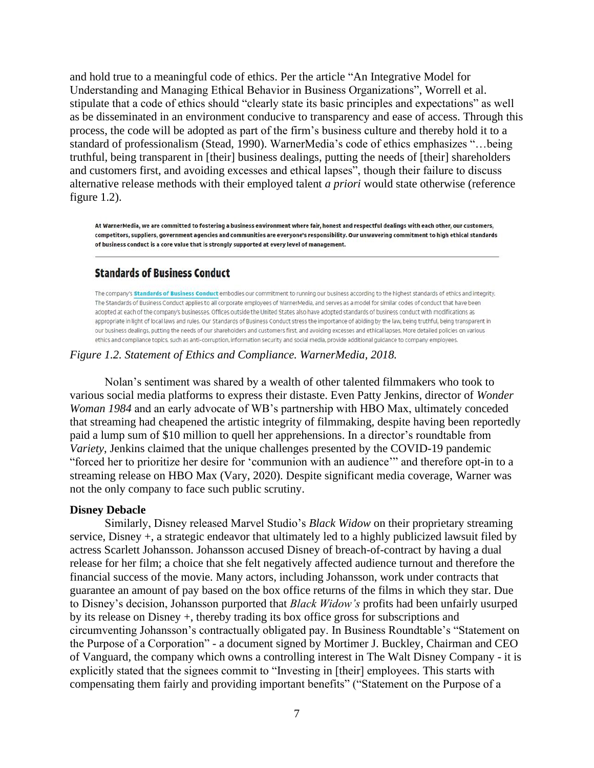and hold true to a meaningful code of ethics. Per the article "An Integrative Model for Understanding and Managing Ethical Behavior in Business Organizations", Worrell et al. stipulate that a code of ethics should "clearly state its basic principles and expectations" as well as be disseminated in an environment conducive to transparency and ease of access. Through this process, the code will be adopted as part of the firm's business culture and thereby hold it to a standard of professionalism (Stead, 1990). WarnerMedia's code of ethics emphasizes "…being truthful, being transparent in [their] business dealings, putting the needs of [their] shareholders and customers first, and avoiding excesses and ethical lapses", though their failure to discuss alternative release methods with their employed talent *a priori* would state otherwise (reference figure 1.2).

**At WarnerMedia, we are committed to fostering a business environment where fair, honest and respectful dealings with each other, our customers, competitors, suppliers, government agencies and communities are everyone's responsibility. Our unwavering commitment to high ethical standards of business conduct is a core value that is strongly supported at every level of management.**

## Standards of Business Conduct

The company's **Standards of Business Conduct** embodies our commitment to running our business according to the highest standards of ethics and integrity. The Standards of Business Conduct applies to all corporate employees of WarnerMedia, and serves as a model for similar codes of conduct that have been adopted at each of the company's businesses. Offices outside the United States also have adopted standards of business conduct with modifications as appropriate in light of local laws and rules. Our Standards of Business Conduct stress the importance of abiding by the law, being truthful, being transparent in our business dealings, putting the needs of our shareholders and customers first, and avoiding excesses and ethical lapses. More detailed policies on various ethics and compliance topics, such as anti-corruption, information security and social media, provide additional guidance to company employees.

*Figure 1.2. Statement of Ethics and Compliance. WarnerMedia, 2018.*

Nolan's sentiment was shared by a wealth of other talented filmmakers who took to various social media platforms to express their distaste. Even Patty Jenkins, director of *Wonder Woman 1984* and an early advocate of WB's partnership with HBO Max, ultimately conceded that streaming had cheapened the artistic integrity of filmmaking, despite having been reportedly paid a lump sum of $10 million to quell her apprehensions. In a director's roundtable from *Variety*, Jenkins claimed that the unique challenges presented by the COVID-19 pandemic "forced her to prioritize her desire for 'communion with an audience'" and therefore opt-in to a streaming release on HBO Max (Vary, 2020). Despite significant media coverage, Warner was not the only company to face such public scrutiny.

**Disney Debacle**

Similarly, Disney released Marvel Studio's *Black Widow* on their proprietary streaming service, Disney +, a strategic endeavor that ultimately led to a highly publicized lawsuit filed by actress Scarlett Johansson. Johansson accused Disney of breach-of-contract by having a dual release for her film; a choice that she felt negatively affected audience turnout and therefore the financial success of the movie. Many actors, including Johansson, work under contracts that guarantee an amount of pay based on the box office returns of the films in which they star. Due to Disney's decision, Johansson purported that *Black Widow's* profits had been unfairly usurped by its release on Disney +, thereby trading its box office gross for subscriptions and circumventing Johansson's contractually obligated pay. In Business Roundtable's "Statement on the Purpose of a Corporation" - a document signed by Mortimer J. Buckley, Chairman and CEO of Vanguard, the company which owns a controlling interest in The Walt Disney Company - it is explicitly stated that the signees commit to "Investing in [their] employees. This starts with compensating them fairly and providing important benefits" ("Statement on the Purpose of a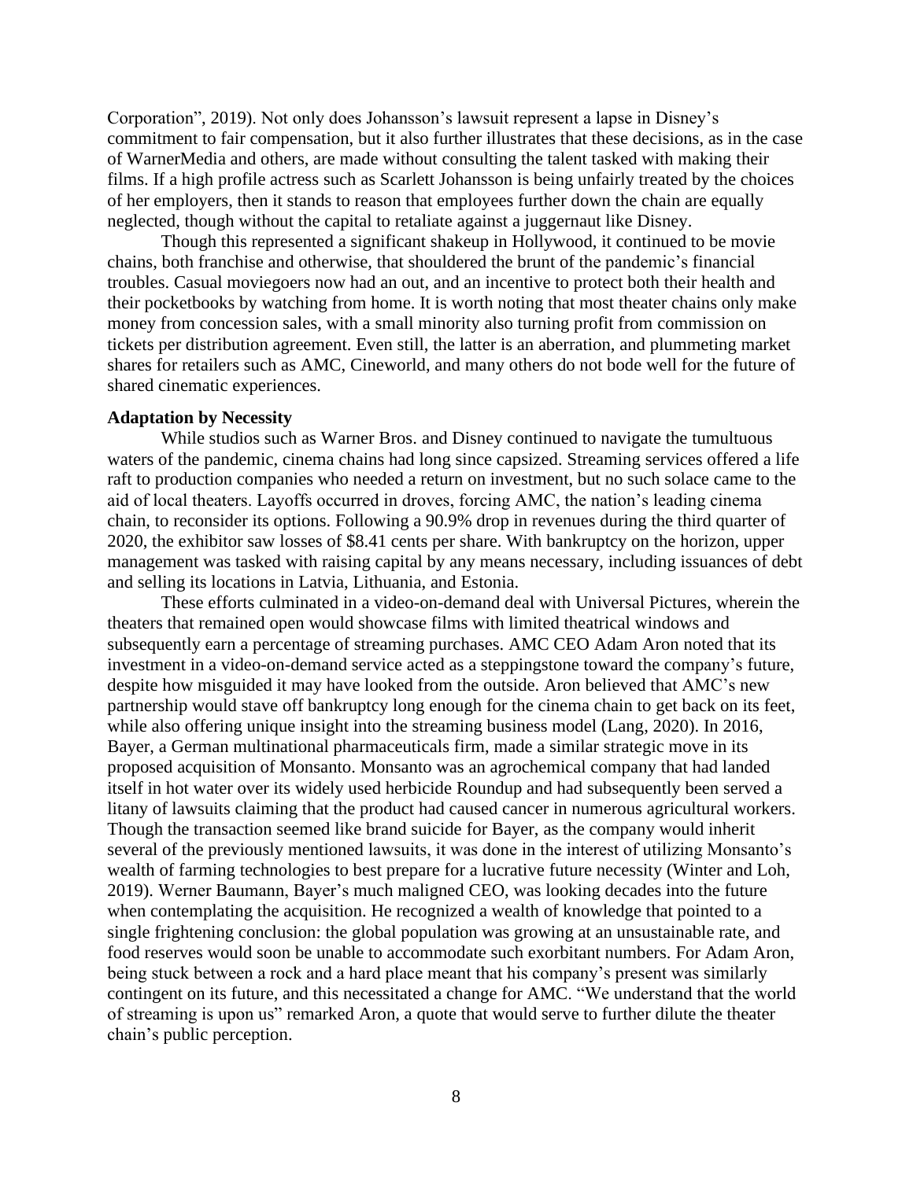Corporation", 2019). Not only does Johansson's lawsuit represent a lapse in Disney's commitment to fair compensation, but it also further illustrates that these decisions, as in the case of WarnerMedia and others, are made without consulting the talent tasked with making their films. If a high profile actress such as Scarlett Johansson is being unfairly treated by the choices of her employers, then it stands to reason that employees further down the chain are equally neglected, though without the capital to retaliate against a juggernaut like Disney.

Though this represented a significant shakeup in Hollywood, it continued to be movie chains, both franchise and otherwise, that shouldered the brunt of the pandemic's financial troubles. Casual moviegoers now had an out, and an incentive to protect both their health and their pocketbooks by watching from home. It is worth noting that most theater chains only make money from concession sales, with a small minority also turning profit from commission on tickets per distribution agreement. Even still, the latter is an aberration, and plummeting market shares for retailers such as AMC, Cineworld, and many others do not bode well for the future of shared cinematic experiences.

**Adaptation by Necessity**

While studios such as Warner Bros. and Disney continued to navigate the tumultuous waters of the pandemic, cinema chains had long since capsized. Streaming services offered a life raft to production companies who needed a return on investment, but no such solace came to the aid of local theaters. Layoffs occurred in droves, forcing AMC, the nation's leading cinema chain, to reconsider its options. Following a 90.9% drop in revenues during the third quarter of 2020, the exhibitor saw losses of $8.41 cents per share. With bankruptcy on the horizon, upper management was tasked with raising capital by any means necessary, including issuances of debt and selling its locations in Latvia, Lithuania, and Estonia.

These efforts culminated in a video-on-demand deal with Universal Pictures, wherein the theaters that remained open would showcase films with limited theatrical windows and subsequently earn a percentage of streaming purchases. AMC CEO Adam Aron noted that its investment in a video-on-demand service acted as a steppingstone toward the company's future, despite how misguided it may have looked from the outside. Aron believed that AMC's new partnership would stave off bankruptcy long enough for the cinema chain to get back on its feet, while also offering unique insight into the streaming business model (Lang, 2020). In 2016, Bayer, a German multinational pharmaceuticals firm, made a similar strategic move in its proposed acquisition of Monsanto. Monsanto was an agrochemical company that had landed itself in hot water over its widely used herbicide Roundup and had subsequently been served a litany of lawsuits claiming that the product had caused cancer in numerous agricultural workers. Though the transaction seemed like brand suicide for Bayer, as the company would inherit several of the previously mentioned lawsuits, it was done in the interest of utilizing Monsanto's wealth of farming technologies to best prepare for a lucrative future necessity (Winter and Loh, 2019). Werner Baumann, Bayer's much maligned CEO, was looking decades into the future when contemplating the acquisition. He recognized a wealth of knowledge that pointed to a single frightening conclusion: the global population was growing at an unsustainable rate, and food reserves would soon be unable to accommodate such exorbitant numbers. For Adam Aron, being stuck between a rock and a hard place meant that his company's present was similarly contingent on its future, and this necessitated a change for AMC. "We understand that the world of streaming is upon us" remarked Aron, a quote that would serve to further dilute the theater chain's public perception.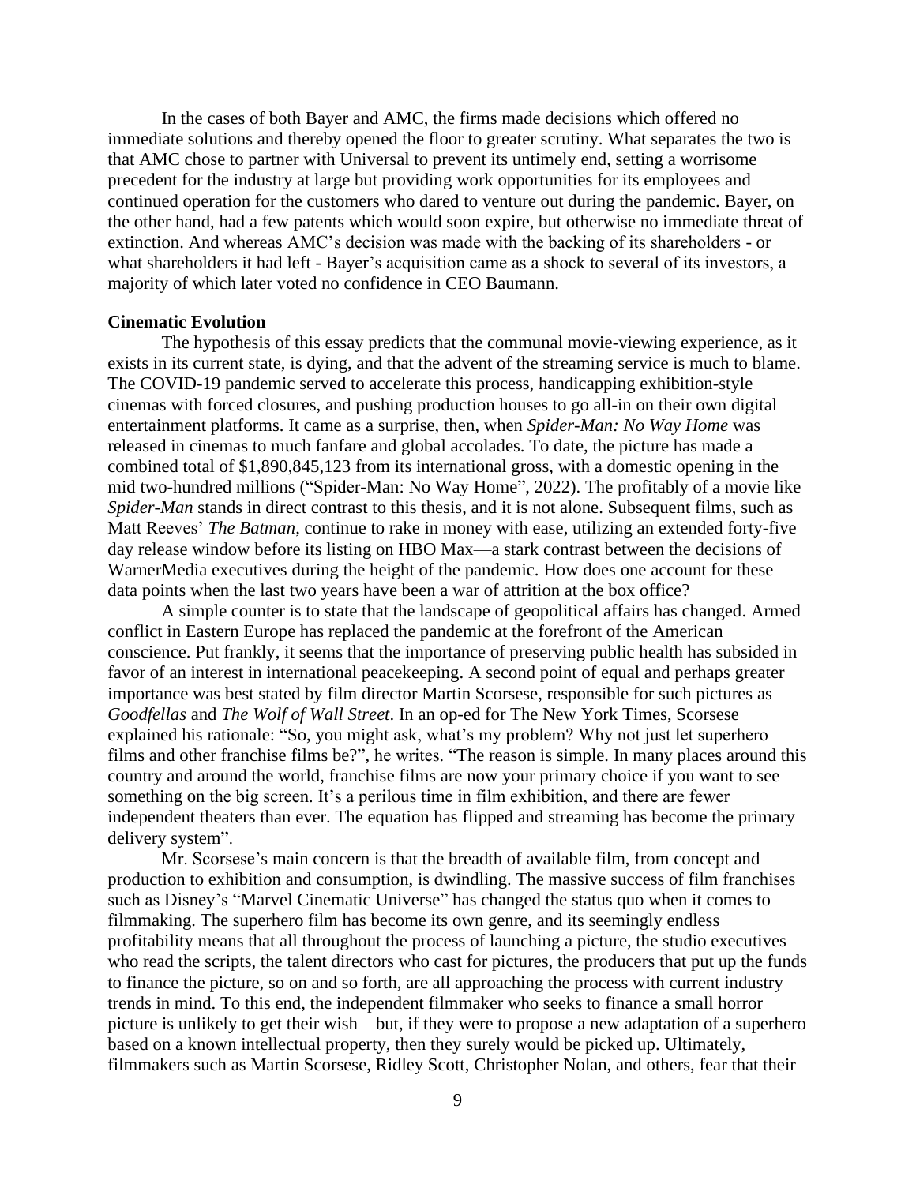In the cases of both Bayer and AMC, the firms made decisions which offered no immediate solutions and thereby opened the floor to greater scrutiny. What separates the two is that AMC chose to partner with Universal to prevent its untimely end, setting a worrisome precedent for the industry at large but providing work opportunities for its employees and continued operation for the customers who dared to venture out during the pandemic. Bayer, on the other hand, had a few patents which would soon expire, but otherwise no immediate threat of extinction. And whereas AMC's decision was made with the backing of its shareholders - or what shareholders it had left - Bayer's acquisition came as a shock to several of its investors, a majority of which later voted no confidence in CEO Baumann.

**Cinematic Evolution**

The hypothesis of this essay predicts that the communal movie-viewing experience, as it exists in its current state, is dying, and that the advent of the streaming service is much to blame. The COVID-19 pandemic served to accelerate this process, handicapping exhibition-style cinemas with forced closures, and pushing production houses to go all-in on their own digital entertainment platforms. It came as a surprise, then, when *Spider-Man: No Way Home* was released in cinemas to much fanfare and global accolades. To date, the picture has made a combined total of $1,890,845,123 from its international gross, with a domestic opening in the mid two-hundred millions ("Spider-Man: No Way Home", 2022). The profitably of a movie like *Spider-Man* stands in direct contrast to this thesis, and it is not alone. Subsequent films, such as Matt Reeves' *The Batman*, continue to rake in money with ease, utilizing an extended forty-five day release window before its listing on HBO Max—a stark contrast between the decisions of WarnerMedia executives during the height of the pandemic. How does one account for these data points when the last two years have been a war of attrition at the box office?

A simple counter is to state that the landscape of geopolitical affairs has changed. Armed conflict in Eastern Europe has replaced the pandemic at the forefront of the American conscience. Put frankly, it seems that the importance of preserving public health has subsided in favor of an interest in international peacekeeping. A second point of equal and perhaps greater importance was best stated by film director Martin Scorsese, responsible for such pictures as *Goodfellas* and *The Wolf of Wall Street*. In an op-ed for The New York Times, Scorsese explained his rationale: "So, you might ask, what's my problem? Why not just let superhero films and other franchise films be?", he writes. "The reason is simple. In many places around this country and around the world, franchise films are now your primary choice if you want to see something on the big screen. It's a perilous time in film exhibition, and there are fewer independent theaters than ever. The equation has flipped and streaming has become the primary delivery system".

Mr. Scorsese's main concern is that the breadth of available film, from concept and production to exhibition and consumption, is dwindling. The massive success of film franchises such as Disney's "Marvel Cinematic Universe" has changed the status quo when it comes to filmmaking. The superhero film has become its own genre, and its seemingly endless profitability means that all throughout the process of launching a picture, the studio executives who read the scripts, the talent directors who cast for pictures, the producers that put up the funds to finance the picture, so on and so forth, are all approaching the process with current industry trends in mind. To this end, the independent filmmaker who seeks to finance a small horror picture is unlikely to get their wish—but, if they were to propose a new adaptation of a superhero based on a known intellectual property, then they surely would be picked up. Ultimately, filmmakers such as Martin Scorsese, Ridley Scott, Christopher Nolan, and others, fear that their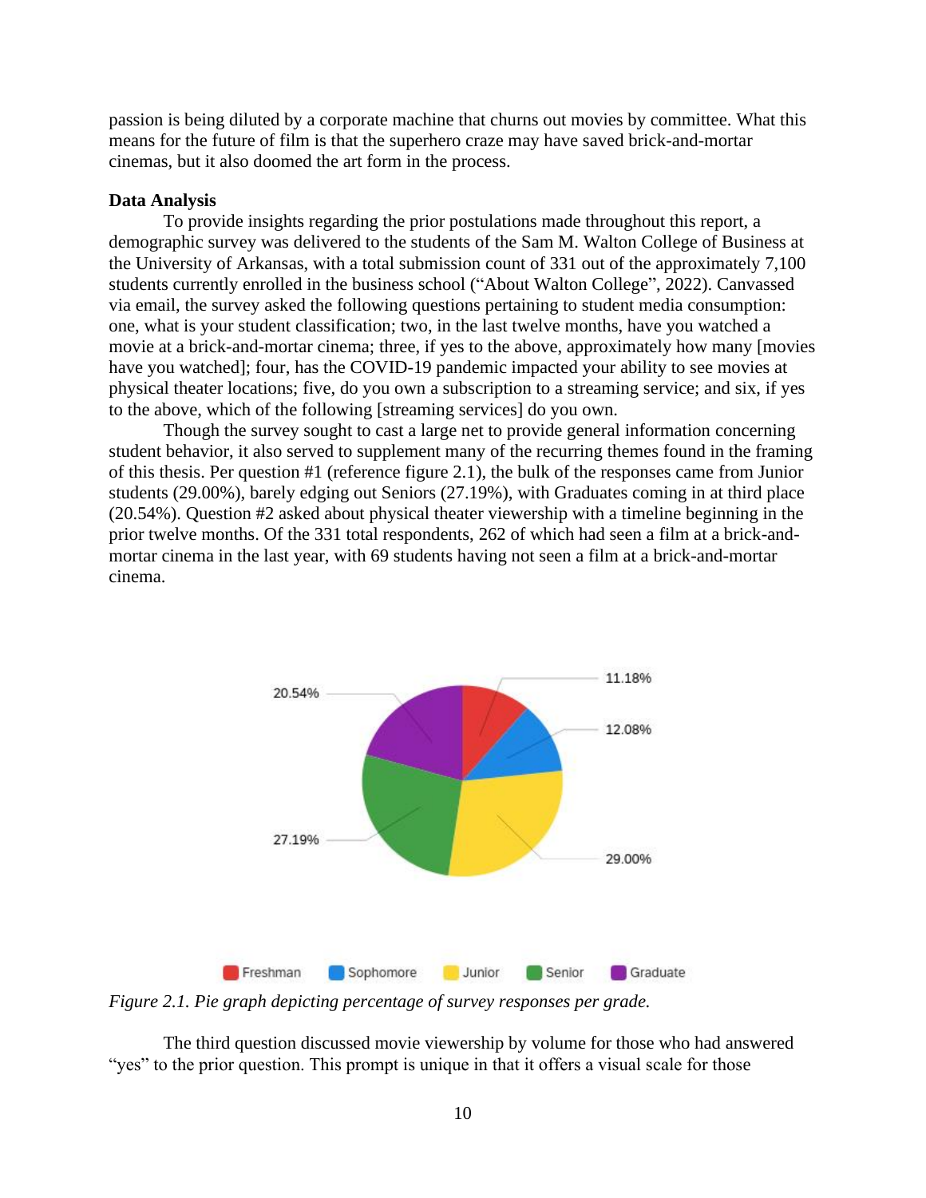passion is being diluted by a corporate machine that churns out movies by committee. What this means for the future of film is that the superhero craze may have saved brick-and-mortar cinemas, but it also doomed the art form in the process.

**Data Analysis**

To provide insights regarding the prior postulations made throughout this report, a demographic survey was delivered to the students of the Sam M. Walton College of Business at the University of Arkansas, with a total submission count of 331 out of the approximately 7,100 students currently enrolled in the business school ("About Walton College", 2022). Canvassed via email, the survey asked the following questions pertaining to student media consumption: one, what is your student classification; two, in the last twelve months, have you watched a movie at a brick-and-mortar cinema; three, if yes to the above, approximately how many [movies have you watched]; four, has the COVID-19 pandemic impacted your ability to see movies at physical theater locations; five, do you own a subscription to a streaming service; and six, if yes to the above, which of the following [streaming services] do you own.

Though the survey sought to cast a large net to provide general information concerning student behavior, it also served to supplement many of the recurring themes found in the framing of this thesis. Per question #1 (reference figure 2.1), the bulk of the responses came from Junior students (29.00%), barely edging out Seniors (27.19%), with Graduates coming in at third place (20.54%). Question #2 asked about physical theater viewership with a timeline beginning in the prior twelve months. Of the 331 total respondents, 262 of which had seen a film at a brick-and-mortar cinema in the last year, with 69 students having not seen a film at a brick-and-mortar cinema.

| Classification | Percentage |
|---|---|
| Freshman | 11.18% |
| Sophomore | 12.08% |
| Junior | 29.00% |
| Senior | 27.19% |
| Graduate | 20.54% |

*Figure 2.1. Pie graph depicting percentage of survey responses per grade.*

The third question discussed movie viewership by volume for those who had answered "yes" to the prior question. This prompt is unique in that it offers a visual scale for those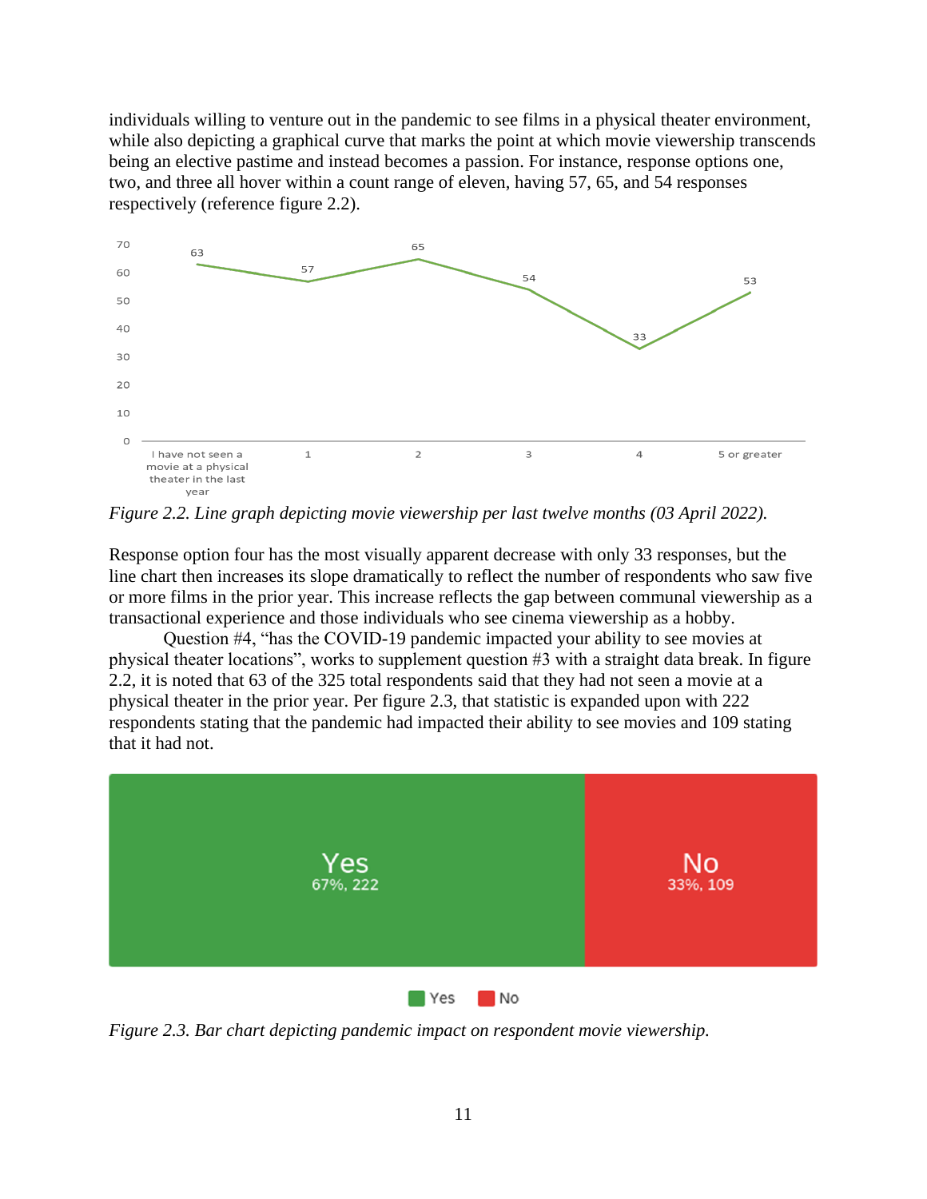individuals willing to venture out in the pandemic to see films in a physical theater environment, while also depicting a graphical curve that marks the point at which movie viewership transcends being an elective pastime and instead becomes a passion. For instance, response options one, two, and three all hover within a count range of eleven, having 57, 65, and 54 responses respectively (reference figure 2.2).

*Figure 2.2. Line graph depicting movie viewership per last twelve months (03 April 2022).*

Response option four has the most visually apparent decrease with only 33 responses, but the line chart then increases its slope dramatically to reflect the number of respondents who saw five or more films in the prior year. This increase reflects the gap between communal viewership as a transactional experience and those individuals who see cinema viewership as a hobby.

Question #4, "has the COVID-19 pandemic impacted your ability to see movies at physical theater locations", works to supplement question #3 with a straight data break. In figure 2.2, it is noted that 63 of the 325 total respondents said that they had not seen a movie at a physical theater in the prior year. Per figure 2.3, that statistic is expanded upon with 222 respondents stating that the pandemic had impacted their ability to see movies and 109 stating that it had not.

*Figure 2.3. Bar chart depicting pandemic impact on respondent movie viewership.*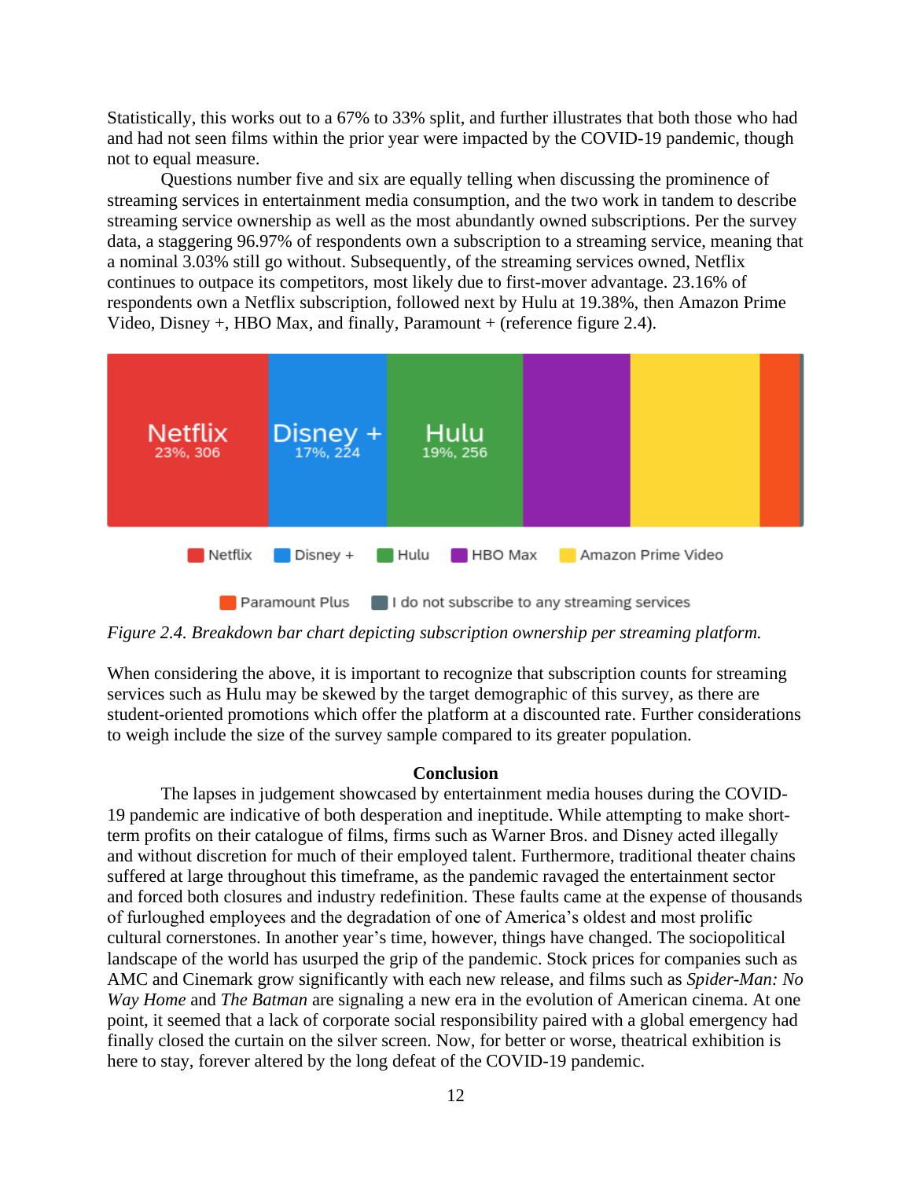Statistically, this works out to a 67% to 33% split, and further illustrates that both those who had and had not seen films within the prior year were impacted by the COVID-19 pandemic, though not to equal measure.

Questions number five and six are equally telling when discussing the prominence of streaming services in entertainment media consumption, and the two work in tandem to describe streaming service ownership as well as the most abundantly owned subscriptions. Per the survey data, a staggering 96.97% of respondents own a subscription to a streaming service, meaning that a nominal 3.03% still go without. Subsequently, of the streaming services owned, Netflix continues to outpace its competitors, most likely due to first-mover advantage. 23.16% of respondents own a Netflix subscription, followed next by Hulu at 19.38%, then Amazon Prime Video, Disney +, HBO Max, and finally, Paramount + (reference figure 2.4).

Netflix 23%, 306 | Disney + 17%, 224 | Hulu 19%, 256

Netflix | Disney + | Hulu | HBO Max | Amazon Prime Video | Paramount Plus | I do not subscribe to any streaming services

*Figure 2.4. Breakdown bar chart depicting subscription ownership per streaming platform.*

When considering the above, it is important to recognize that subscription counts for streaming services such as Hulu may be skewed by the target demographic of this survey, as there are student-oriented promotions which offer the platform at a discounted rate. Further considerations to weigh include the size of the survey sample compared to its greater population.

## Conclusion

The lapses in judgement showcased by entertainment media houses during the COVID-19 pandemic are indicative of both desperation and ineptitude. While attempting to make short-term profits on their catalogue of films, firms such as Warner Bros. and Disney acted illegally and without discretion for much of their employed talent. Furthermore, traditional theater chains suffered at large throughout this timeframe, as the pandemic ravaged the entertainment sector and forced both closures and industry redefinition. These faults came at the expense of thousands of furloughed employees and the degradation of one of America's oldest and most prolific cultural cornerstones. In another year's time, however, things have changed. The sociopolitical landscape of the world has usurped the grip of the pandemic. Stock prices for companies such as AMC and Cinemark grow significantly with each new release, and films such as *Spider-Man: No Way Home* and *The Batman* are signaling a new era in the evolution of American cinema. At one point, it seemed that a lack of corporate social responsibility paired with a global emergency had finally closed the curtain on the silver screen. Now, for better or worse, theatrical exhibition is here to stay, forever altered by the long defeat of the COVID-19 pandemic.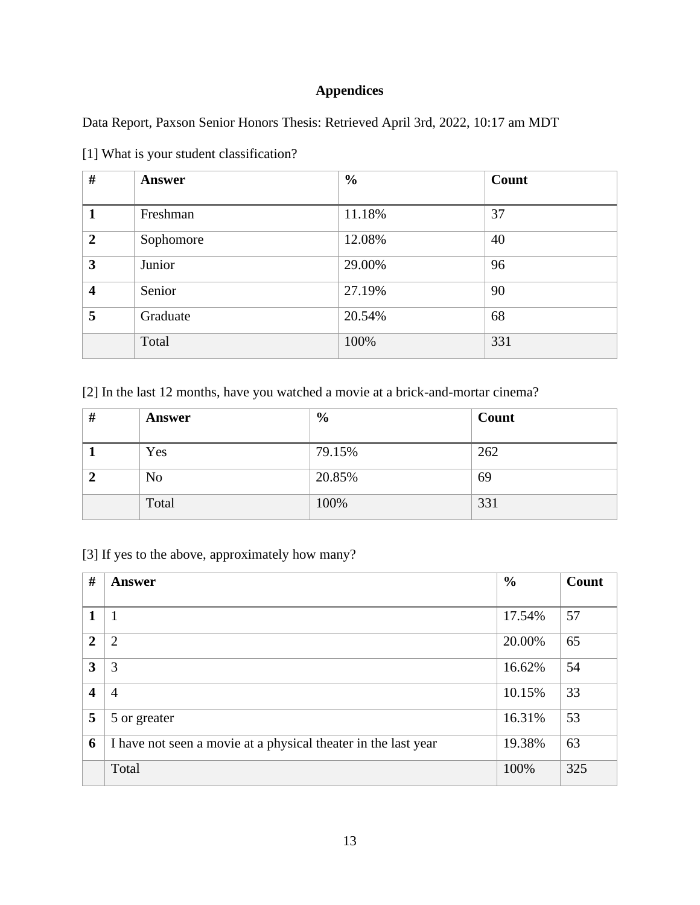# Appendices

Data Report, Paxson Senior Honors Thesis: Retrieved April 3rd, 2022, 10:17 am MDT

[1] What is your student classification?

| # | Answer | % | Count |
|---|---|---|---|
| **1** | Freshman | 11.18% | 37 |
| **2** | Sophomore | 12.08% | 40 |
| **3** | Junior | 29.00% | 96 |
| **4** | Senior | 27.19% | 90 |
| **5** | Graduate | 20.54% | 68 |
| | Total | 100% | 331 |

[2] In the last 12 months, have you watched a movie at a brick-and-mortar cinema?

| # | Answer | % | Count |
|---|---|---|---|
| **1** | Yes | 79.15% | 262 |
| **2** | No | 20.85% | 69 |
| | Total | 100% | 331 |

[3] If yes to the above, approximately how many?

| # | Answer | % | Count |
|---|---|---|---|
| **1** | 1 | 17.54% | 57 |
| **2** | 2 | 20.00% | 65 |
| **3** | 3 | 16.62% | 54 |
| **4** | 4 | 10.15% | 33 |
| **5** | 5 or greater | 16.31% | 53 |
| **6** | I have not seen a movie at a physical theater in the last year | 19.38% | 63 |
| | Total | 100% | 325 |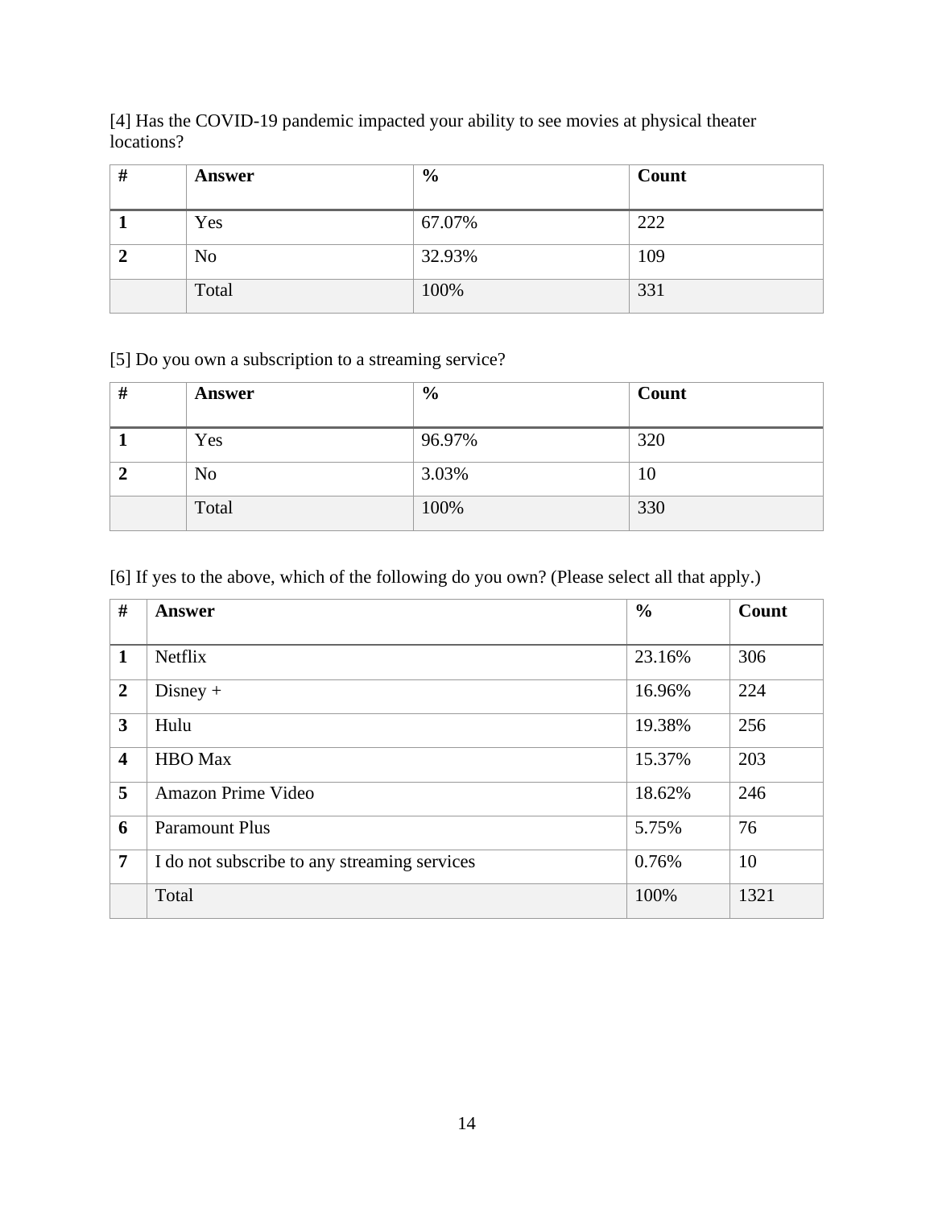[4] Has the COVID-19 pandemic impacted your ability to see movies at physical theater locations?

| # | Answer | % | Count |
|---|---|---|---|
| 1 | Yes | 67.07% | 222 |
| 2 | No | 32.93% | 109 |
| | Total | 100% | 331 |

[5] Do you own a subscription to a streaming service?

| # | Answer | % | Count |
|---|---|---|---|
| 1 | Yes | 96.97% | 320 |
| 2 | No | 3.03% | 10 |
| | Total | 100% | 330 |

[6] If yes to the above, which of the following do you own? (Please select all that apply.)

| # | Answer | % | Count |
|---|---|---|---|
| 1 | Netflix | 23.16% | 306 |
| 2 | Disney + | 16.96% | 224 |
| 3 | Hulu | 19.38% | 256 |
| 4 | HBO Max | 15.37% | 203 |
| 5 | Amazon Prime Video | 18.62% | 246 |
| 6 | Paramount Plus | 5.75% | 76 |
| 7 | I do not subscribe to any streaming services | 0.76% | 10 |
| | Total | 100% | 1321 |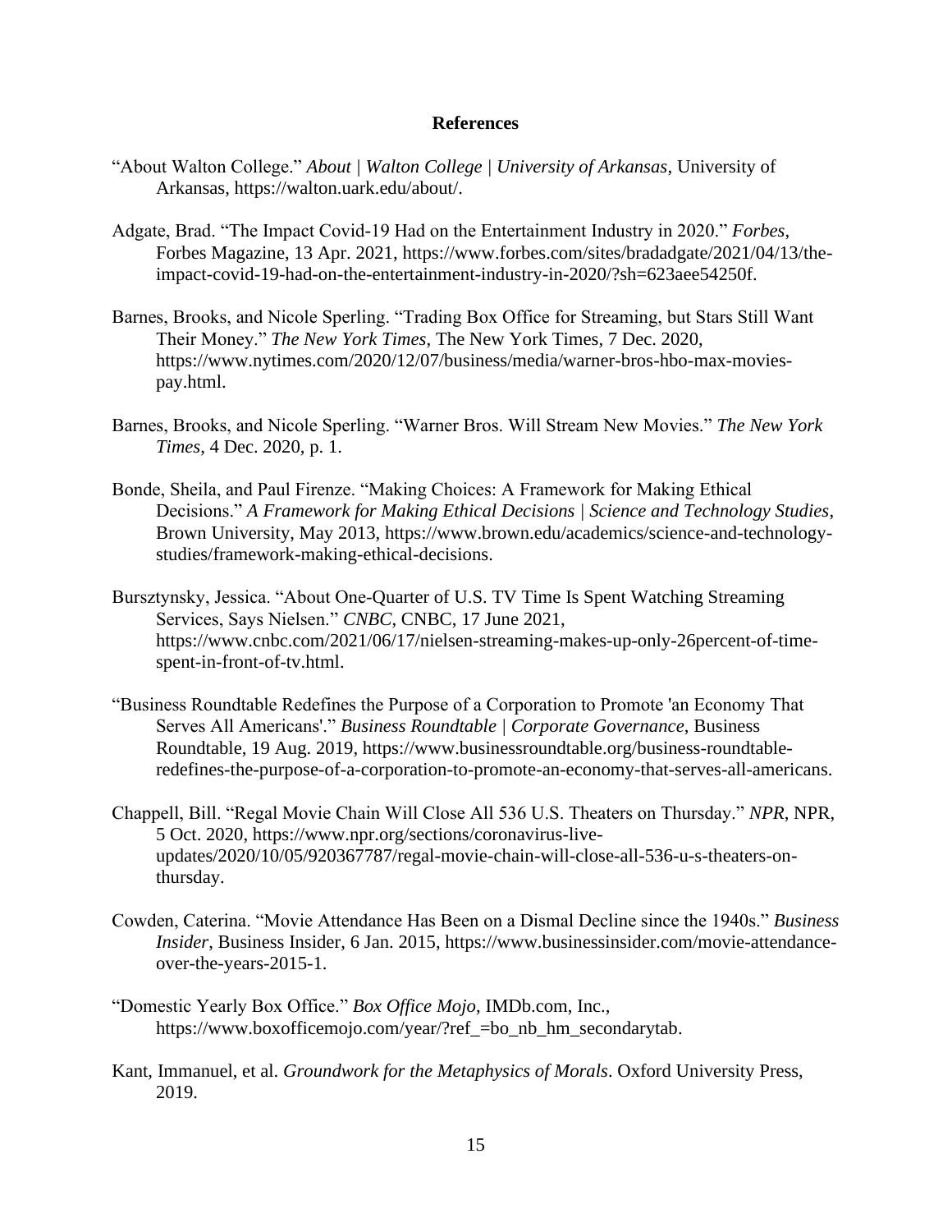# References

"About Walton College." *About | Walton College | University of Arkansas*, University of Arkansas, https://walton.uark.edu/about/.

Adgate, Brad. "The Impact Covid-19 Had on the Entertainment Industry in 2020." *Forbes*, Forbes Magazine, 13 Apr. 2021, https://www.forbes.com/sites/bradadgate/2021/04/13/the-impact-covid-19-had-on-the-entertainment-industry-in-2020/?sh=623aee54250f.

Barnes, Brooks, and Nicole Sperling. "Trading Box Office for Streaming, but Stars Still Want Their Money." *The New York Times*, The New York Times, 7 Dec. 2020, https://www.nytimes.com/2020/12/07/business/media/warner-bros-hbo-max-movies-pay.html.

Barnes, Brooks, and Nicole Sperling. "Warner Bros. Will Stream New Movies." *The New York Times*, 4 Dec. 2020, p. 1.

Bonde, Sheila, and Paul Firenze. "Making Choices: A Framework for Making Ethical Decisions." *A Framework for Making Ethical Decisions | Science and Technology Studies*, Brown University, May 2013, https://www.brown.edu/academics/science-and-technology-studies/framework-making-ethical-decisions.

Bursztynsky, Jessica. "About One-Quarter of U.S. TV Time Is Spent Watching Streaming Services, Says Nielsen." *CNBC*, CNBC, 17 June 2021, https://www.cnbc.com/2021/06/17/nielsen-streaming-makes-up-only-26percent-of-time-spent-in-front-of-tv.html.

"Business Roundtable Redefines the Purpose of a Corporation to Promote 'an Economy That Serves All Americans'." *Business Roundtable | Corporate Governance*, Business Roundtable, 19 Aug. 2019, https://www.businessroundtable.org/business-roundtable-redefines-the-purpose-of-a-corporation-to-promote-an-economy-that-serves-all-americans.

Chappell, Bill. "Regal Movie Chain Will Close All 536 U.S. Theaters on Thursday." *NPR*, NPR, 5 Oct. 2020, https://www.npr.org/sections/coronavirus-live-updates/2020/10/05/920367787/regal-movie-chain-will-close-all-536-u-s-theaters-on-thursday.

Cowden, Caterina. "Movie Attendance Has Been on a Dismal Decline since the 1940s." *Business Insider*, Business Insider, 6 Jan. 2015, https://www.businessinsider.com/movie-attendance-over-the-years-2015-1.

"Domestic Yearly Box Office." *Box Office Mojo*, IMDb.com, Inc., https://www.boxofficemojo.com/year/?ref_=bo_nb_hm_secondarytab.

Kant, Immanuel, et al. *Groundwork for the Metaphysics of Morals*. Oxford University Press, 2019.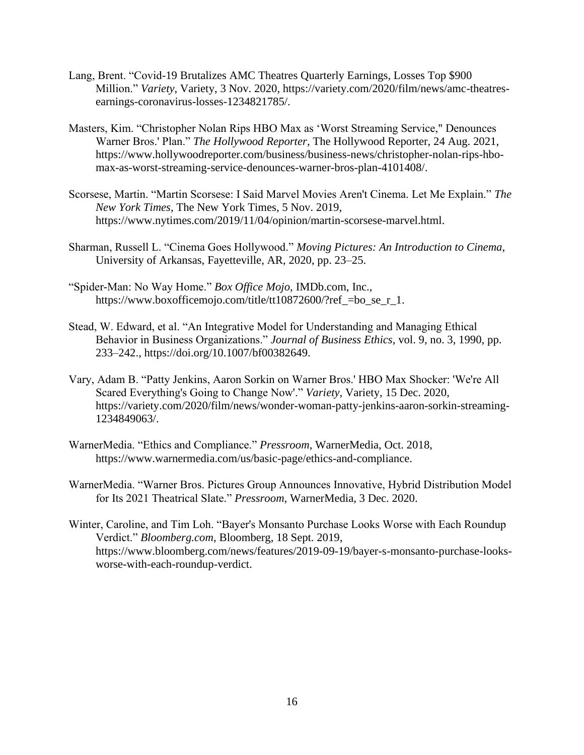Lang, Brent. "Covid-19 Brutalizes AMC Theatres Quarterly Earnings, Losses Top $900 Million." *Variety*, Variety, 3 Nov. 2020, https://variety.com/2020/film/news/amc-theatres-earnings-coronavirus-losses-1234821785/.

Masters, Kim. "Christopher Nolan Rips HBO Max as 'Worst Streaming Service," Denounces Warner Bros.' Plan." *The Hollywood Reporter*, The Hollywood Reporter, 24 Aug. 2021, https://www.hollywoodreporter.com/business/business-news/christopher-nolan-rips-hbo-max-as-worst-streaming-service-denounces-warner-bros-plan-4101408/.

Scorsese, Martin. "Martin Scorsese: I Said Marvel Movies Aren't Cinema. Let Me Explain." *The New York Times*, The New York Times, 5 Nov. 2019, https://www.nytimes.com/2019/11/04/opinion/martin-scorsese-marvel.html.

Sharman, Russell L. "Cinema Goes Hollywood." *Moving Pictures: An Introduction to Cinema*, University of Arkansas, Fayetteville, AR, 2020, pp. 23–25.

"Spider-Man: No Way Home." *Box Office Mojo*, IMDb.com, Inc., https://www.boxofficemojo.com/title/tt10872600/?ref_=bo_se_r_1.

Stead, W. Edward, et al. "An Integrative Model for Understanding and Managing Ethical Behavior in Business Organizations." *Journal of Business Ethics*, vol. 9, no. 3, 1990, pp. 233–242., https://doi.org/10.1007/bf00382649.

Vary, Adam B. "Patty Jenkins, Aaron Sorkin on Warner Bros.' HBO Max Shocker: 'We're All Scared Everything's Going to Change Now'." *Variety*, Variety, 15 Dec. 2020, https://variety.com/2020/film/news/wonder-woman-patty-jenkins-aaron-sorkin-streaming-1234849063/.

WarnerMedia. "Ethics and Compliance." *Pressroom*, WarnerMedia, Oct. 2018, https://www.warnermedia.com/us/basic-page/ethics-and-compliance.

WarnerMedia. "Warner Bros. Pictures Group Announces Innovative, Hybrid Distribution Model for Its 2021 Theatrical Slate." *Pressroom*, WarnerMedia, 3 Dec. 2020.

Winter, Caroline, and Tim Loh. "Bayer's Monsanto Purchase Looks Worse with Each Roundup Verdict." *Bloomberg.com*, Bloomberg, 18 Sept. 2019, https://www.bloomberg.com/news/features/2019-09-19/bayer-s-monsanto-purchase-looks-worse-with-each-roundup-verdict.